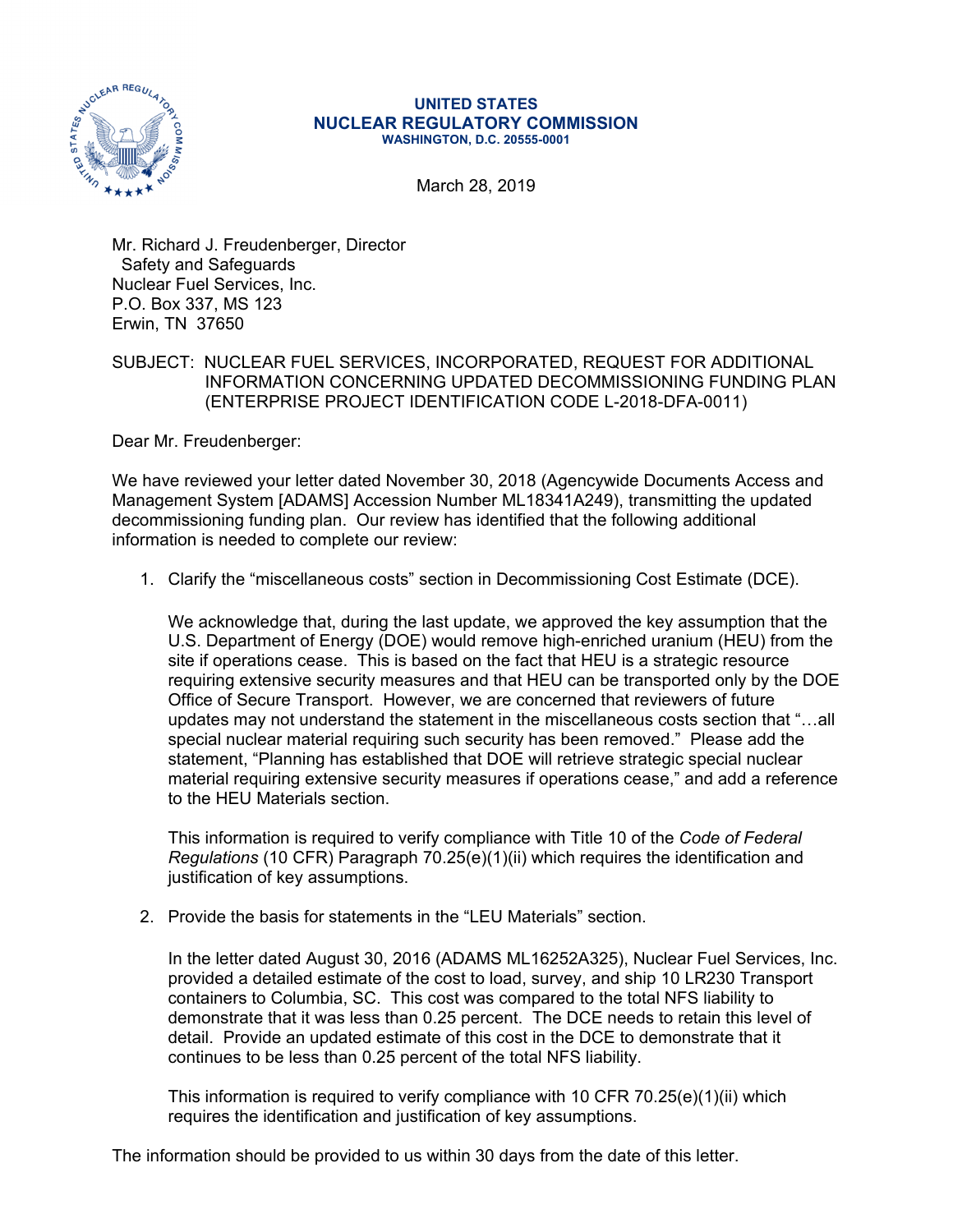**UNITED STATES**
**NUCLEAR REGULATORY COMMISSION**
**WASHINGTON, D.C. 20555-0001**

March 28, 2019

Mr. Richard J. Freudenberger, Director
Safety and Safeguards
Nuclear Fuel Services, Inc.
P.O. Box 337, MS 123
Erwin, TN 37650

SUBJECT: NUCLEAR FUEL SERVICES, INCORPORATED, REQUEST FOR ADDITIONAL INFORMATION CONCERNING UPDATED DECOMMISSIONING FUNDING PLAN (ENTERPRISE PROJECT IDENTIFICATION CODE L-2018-DFA-0011)

Dear Mr. Freudenberger:

We have reviewed your letter dated November 30, 2018 (Agencywide Documents Access and Management System [ADAMS] Accession Number ML18341A249), transmitting the updated decommissioning funding plan. Our review has identified that the following additional information is needed to complete our review:

1. Clarify the "miscellaneous costs" section in Decommissioning Cost Estimate (DCE).

   We acknowledge that, during the last update, we approved the key assumption that the U.S. Department of Energy (DOE) would remove high-enriched uranium (HEU) from the site if operations cease. This is based on the fact that HEU is a strategic resource requiring extensive security measures and that HEU can be transported only by the DOE Office of Secure Transport. However, we are concerned that reviewers of future updates may not understand the statement in the miscellaneous costs section that "…all special nuclear material requiring such security has been removed." Please add the statement, "Planning has established that DOE will retrieve strategic special nuclear material requiring extensive security measures if operations cease," and add a reference to the HEU Materials section.

   This information is required to verify compliance with Title 10 of the *Code of Federal Regulations* (10 CFR) Paragraph 70.25(e)(1)(ii) which requires the identification and justification of key assumptions.

2. Provide the basis for statements in the "LEU Materials" section.

   In the letter dated August 30, 2016 (ADAMS ML16252A325), Nuclear Fuel Services, Inc. provided a detailed estimate of the cost to load, survey, and ship 10 LR230 Transport containers to Columbia, SC. This cost was compared to the total NFS liability to demonstrate that it was less than 0.25 percent. The DCE needs to retain this level of detail. Provide an updated estimate of this cost in the DCE to demonstrate that it continues to be less than 0.25 percent of the total NFS liability.

   This information is required to verify compliance with 10 CFR 70.25(e)(1)(ii) which requires the identification and justification of key assumptions.

The information should be provided to us within 30 days from the date of this letter.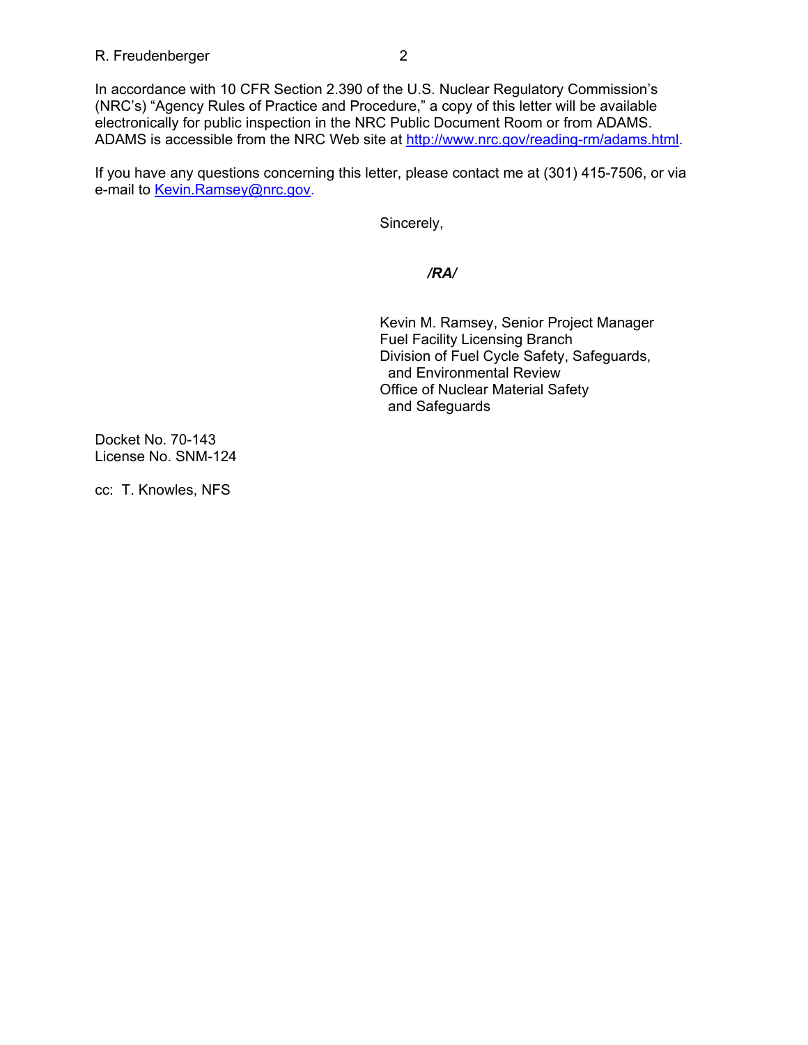In accordance with 10 CFR Section 2.390 of the U.S. Nuclear Regulatory Commission's (NRC's) "Agency Rules of Practice and Procedure," a copy of this letter will be available electronically for public inspection in the NRC Public Document Room or from ADAMS. ADAMS is accessible from the NRC Web site at http://www.nrc.gov/reading-rm/adams.html.

If you have any questions concerning this letter, please contact me at (301) 415-7506, or via e-mail to Kevin.Ramsey@nrc.gov.

Sincerely,

*/RA/*

Kevin M. Ramsey, Senior Project Manager
Fuel Facility Licensing Branch
Division of Fuel Cycle Safety, Safeguards, and Environmental Review
Office of Nuclear Material Safety and Safeguards

Docket No. 70-143
License No. SNM-124

cc: T. Knowles, NFS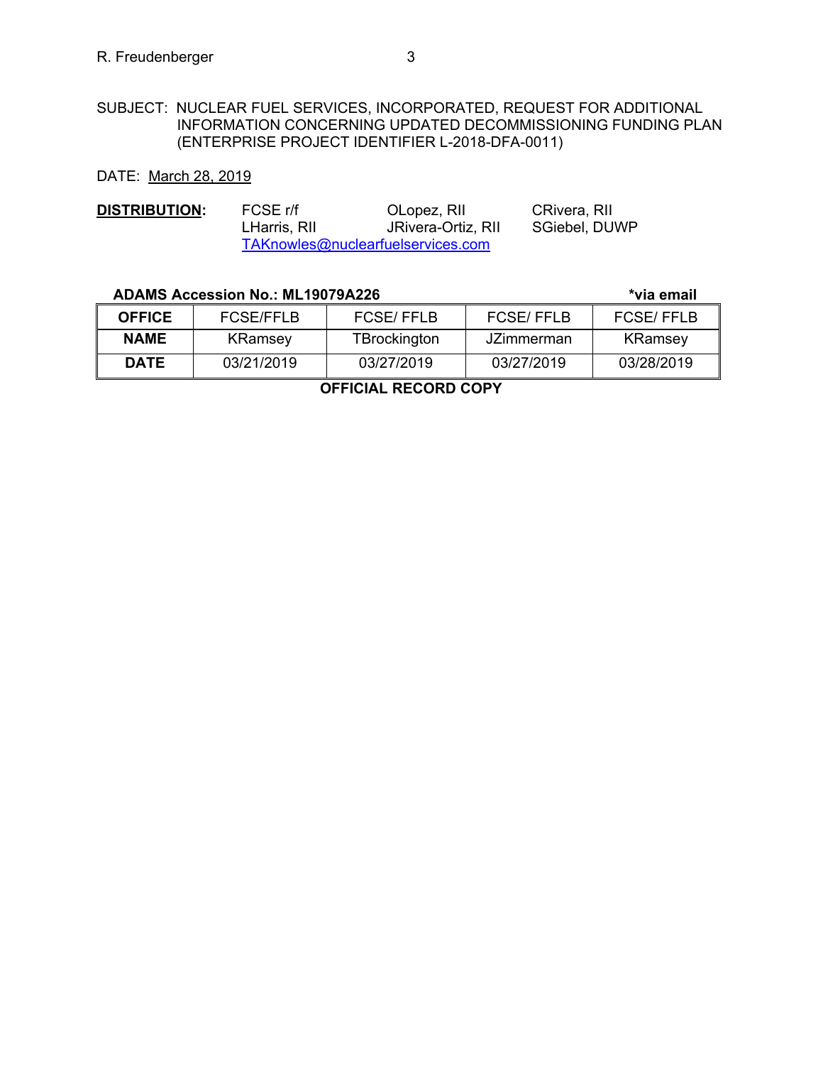SUBJECT: NUCLEAR FUEL SERVICES, INCORPORATED, REQUEST FOR ADDITIONAL INFORMATION CONCERNING UPDATED DECOMMISSIONING FUNDING PLAN (ENTERPRISE PROJECT IDENTIFIER L-2018-DFA-0011)

DATE: March 28, 2019

**DISTRIBUTION:**

FCSE r/f OLopez, RII CRivera, RII
LHarris, RII JRivera-Ortiz, RII SGiebel, DUWP
TAKnowles@nuclearfuelservices.com

**ADAMS Accession No.: ML19079A226** **\*via email**

| OFFICE | FCSE/FFLB | FCSE/ FFLB | FCSE/ FFLB | FCSE/ FFLB |
|---|---|---|---|---|
| NAME | KRamsey | TBrockington | JZimmerman | KRamsey |
| DATE | 03/21/2019 | 03/27/2019 | 03/27/2019 | 03/28/2019 |

**OFFICIAL RECORD COPY**